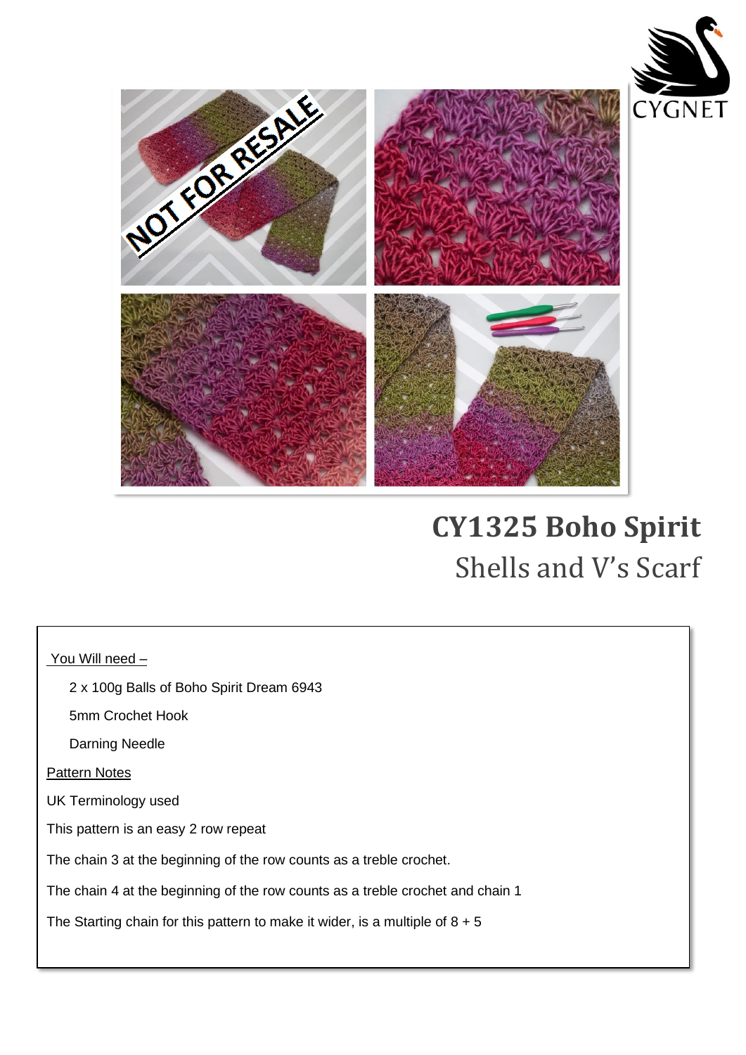# CY1325 Boho Spirit

## Shells and V's Scarf

You Will need –

- 2 x 100g Balls of Boho Spirit Dream 6943
- 5mm Crochet Hook
- Darning Needle

Pattern Notes

UK Terminology used

This pattern is an easy 2 row repeat

The chain 3 at the beginning of the row counts as a treble crochet.

The chain 4 at the beginning of the row counts as a treble crochet and chain 1

The Starting chain for this pattern to make it wider, is a multiple of 8 + 5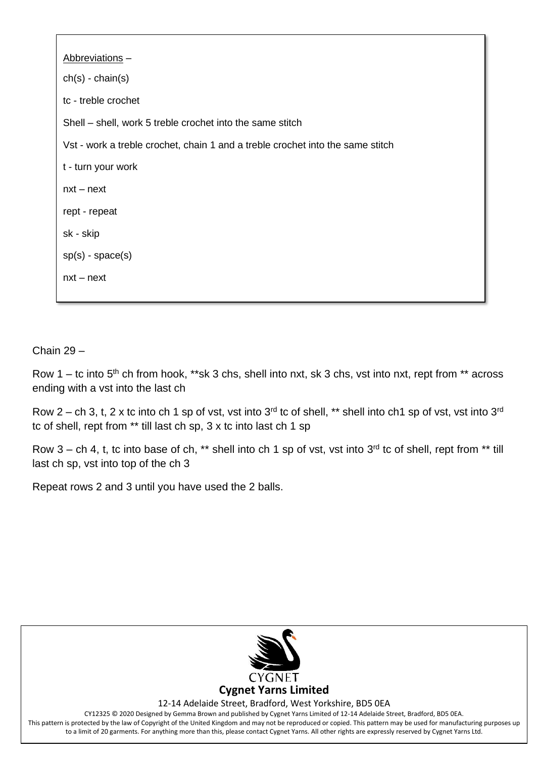Abbreviations –

ch(s) - chain(s)

tc - treble crochet

Shell – shell, work 5 treble crochet into the same stitch

Vst - work a treble crochet, chain 1 and a treble crochet into the same stitch

t - turn your work

nxt – next

rept - repeat

sk - skip

sp(s) - space(s)

nxt – next

Chain 29 –

Row 1 – tc into 5th ch from hook, **sk 3 chs, shell into nxt, sk 3 chs, vst into nxt, rept from ** across ending with a vst into the last ch

Row 2 – ch 3, t, 2 x tc into ch 1 sp of vst, vst into 3rd tc of shell, ** shell into ch1 sp of vst, vst into 3rd tc of shell, rept from ** till last ch sp, 3 x tc into last ch 1 sp

Row 3 – ch 4, t, tc into base of ch, ** shell into ch 1 sp of vst, vst into 3rd tc of shell, rept from ** till last ch sp, vst into top of the ch 3

Repeat rows 2 and 3 until you have used the 2 balls.

CYGNET

**Cygnet Yarns Limited**

12-14 Adelaide Street, Bradford, West Yorkshire, BD5 0EA

CY12325 © 2020 Designed by Gemma Brown and published by Cygnet Yarns Limited of 12-14 Adelaide Street, Bradford, BD5 0EA.
This pattern is protected by the law of Copyright of the United Kingdom and may not be reproduced or copied. This pattern may be used for manufacturing purposes up to a limit of 20 garments. For anything more than this, please contact Cygnet Yarns. All other rights are expressly reserved by Cygnet Yarns Ltd.